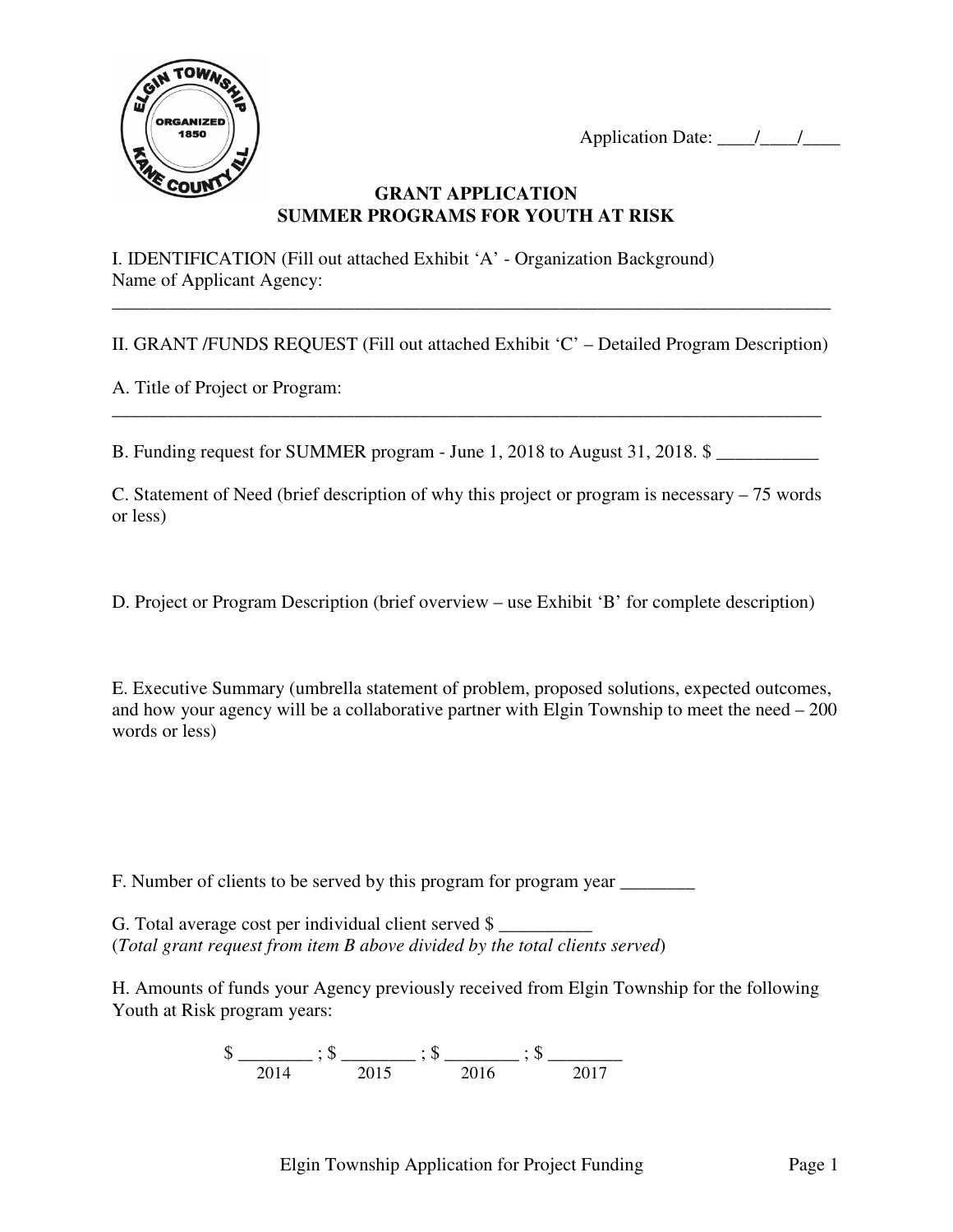Application Date: \_\_\_\_/\_\_\_\_/\_\_\_\_

# GRANT APPLICATION
## SUMMER PROGRAMS FOR YOUTH AT RISK

I. IDENTIFICATION (Fill out attached Exhibit 'A' - Organization Background)
Name of Applicant Agency:

\_\_\_\_\_\_\_\_\_\_\_\_\_\_\_\_\_\_\_\_\_\_\_\_\_\_\_\_\_\_\_\_\_\_\_\_\_\_\_\_\_\_\_\_\_\_\_\_\_\_\_\_\_\_\_\_\_\_\_\_\_\_\_\_\_\_\_\_\_\_\_\_\_\_\_\_

II. GRANT /FUNDS REQUEST (Fill out attached Exhibit 'C' – Detailed Program Description)

A. Title of Project or Program:

\_\_\_\_\_\_\_\_\_\_\_\_\_\_\_\_\_\_\_\_\_\_\_\_\_\_\_\_\_\_\_\_\_\_\_\_\_\_\_\_\_\_\_\_\_\_\_\_\_\_\_\_\_\_\_\_\_\_\_\_\_\_\_\_\_\_\_\_\_\_\_\_\_\_\_\_

B. Funding request for SUMMER program - June 1, 2018 to August 31, 2018. $ \_\_\_\_\_\_\_\_\_\_\_

C. Statement of Need (brief description of why this project or program is necessary – 75 words or less)

D. Project or Program Description (brief overview – use Exhibit 'B' for complete description)

E. Executive Summary (umbrella statement of problem, proposed solutions, expected outcomes, and how your agency will be a collaborative partner with Elgin Township to meet the need – 200 words or less)

F. Number of clients to be served by this program for program year \_\_\_\_\_\_\_\_

G. Total average cost per individual client served $ \_\_\_\_\_\_\_\_\_\_
(*Total grant request from item B above divided by the total clients served*)

H. Amounts of funds your Agency previously received from Elgin Township for the following Youth at Risk program years:

| $ \_\_\_\_\_\_\_\_ | $ \_\_\_\_\_\_\_\_ | $ \_\_\_\_\_\_\_\_ | $ \_\_\_\_\_\_\_\_ |
|---|---|---|---|
| 2014 | 2015 | 2016 | 2017 |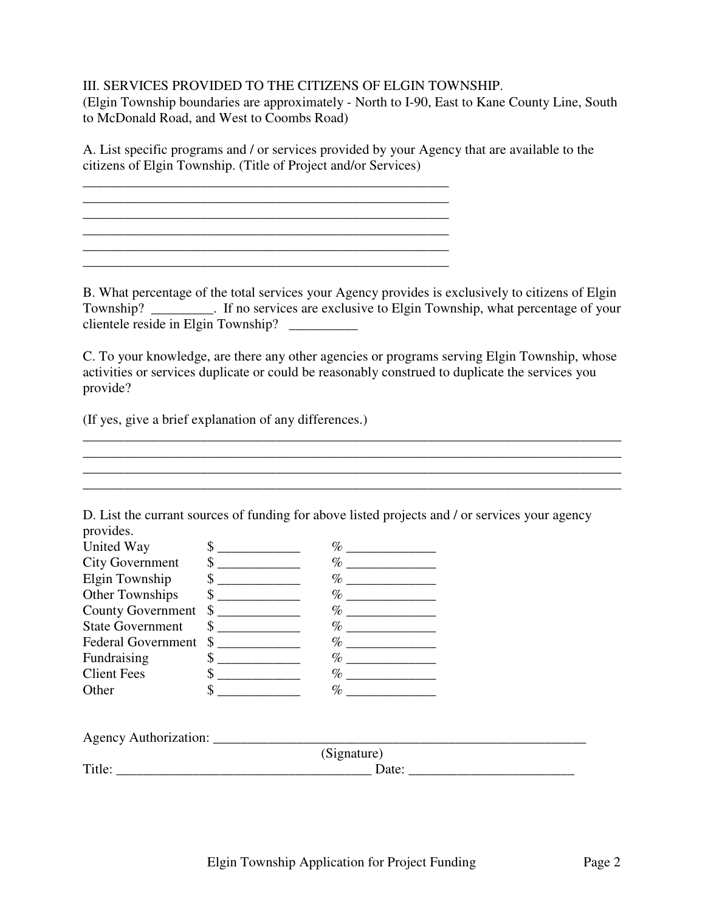III. SERVICES PROVIDED TO THE CITIZENS OF ELGIN TOWNSHIP.
(Elgin Township boundaries are approximately - North to I-90, East to Kane County Line, South to McDonald Road, and West to Coombs Road)

A. List specific programs and / or services provided by your Agency that are available to the citizens of Elgin Township. (Title of Project and/or Services)

_______________________________________________________
_______________________________________________________
_______________________________________________________
_______________________________________________________
_______________________________________________________
_______________________________________________________

B. What percentage of the total services your Agency provides is exclusively to citizens of Elgin Township? _________. If no services are exclusive to Elgin Township, what percentage of your clientele reside in Elgin Township? __________

C. To your knowledge, are there any other agencies or programs serving Elgin Township, whose activities or services duplicate or could be reasonably construed to duplicate the services you provide?

(If yes, give a brief explanation of any differences.)

_______________________________________________________________________________
_______________________________________________________________________________
_______________________________________________________________________________
_______________________________________________________________________________

D. List the currant sources of funding for above listed projects and / or services your agency provides.

| | | |
|---|---|---|
| United Way | $ ____________ | % _____________ |
| City Government | $ ____________ | % _____________ |
| Elgin Township | $ ____________ | % _____________ |
| Other Townships | $ ____________ | % _____________ |
| County Government | $ ____________ | % _____________ |
| State Government | $ ____________ | % _____________ |
| Federal Government | $ ____________ | % _____________ |
| Fundraising | $ ____________ | % _____________ |
| Client Fees | $ ____________ | % _____________ |
| Other | $ ____________ | % _____________ |

Agency Authorization: _________________________________________________________
(Signature)
Title: _____________________________________ Date: ________________________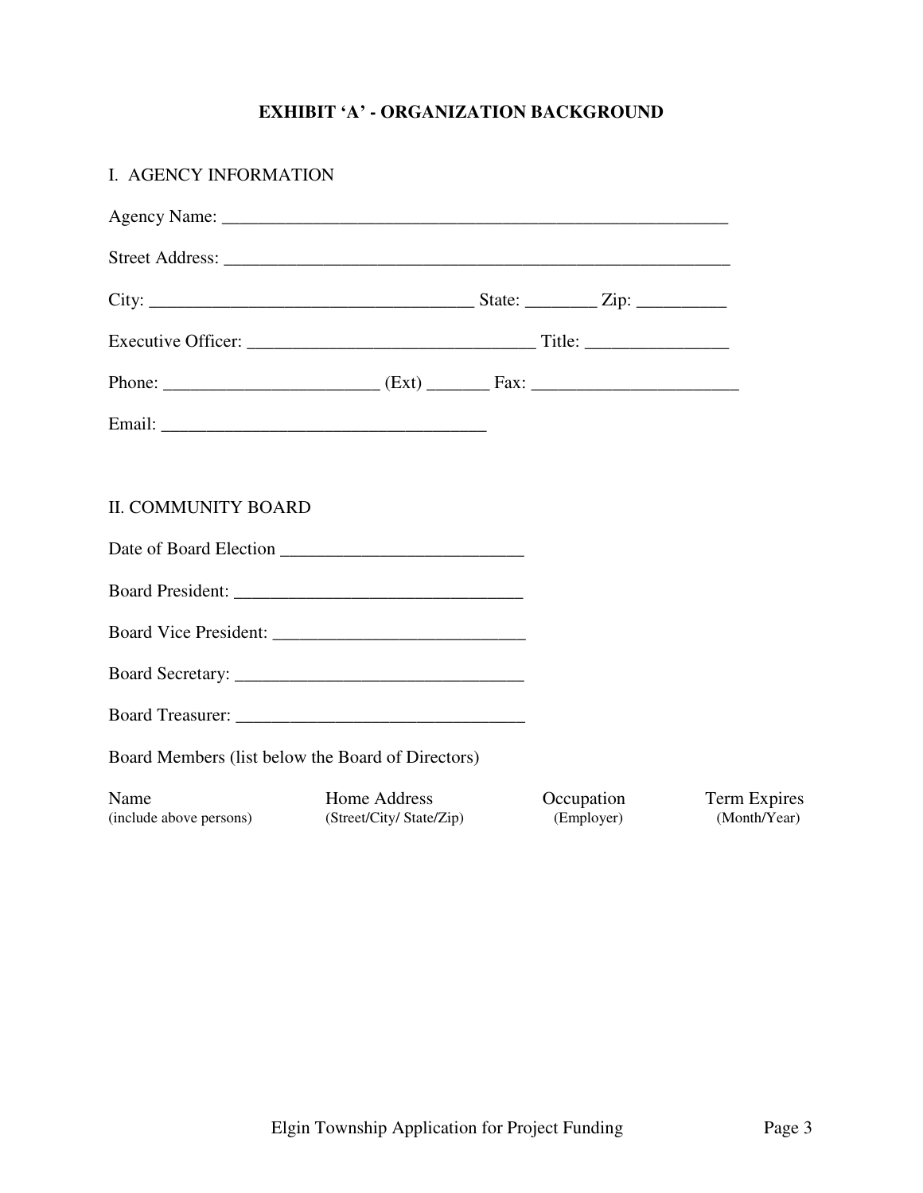# EXHIBIT 'A' - ORGANIZATION BACKGROUND

## I. AGENCY INFORMATION

Agency Name: ___________________________________________________________

Street Address: _________________________________________________________

City: ____________________________________ State: ________ Zip: __________

Executive Officer: ________________________________ Title: ________________

Phone: ________________________ (Ext) _______ Fax: _______________________

Email: _____________________________________

## II. COMMUNITY BOARD

Date of Board Election ___________________________

Board President: ________________________________

Board Vice President: ____________________________

Board Secretary: ________________________________

Board Treasurer: ________________________________

Board Members (list below the Board of Directors)

| Name (include above persons) | Home Address (Street/City/ State/Zip) | Occupation (Employer) | Term Expires (Month/Year) |
|---|---|---|---|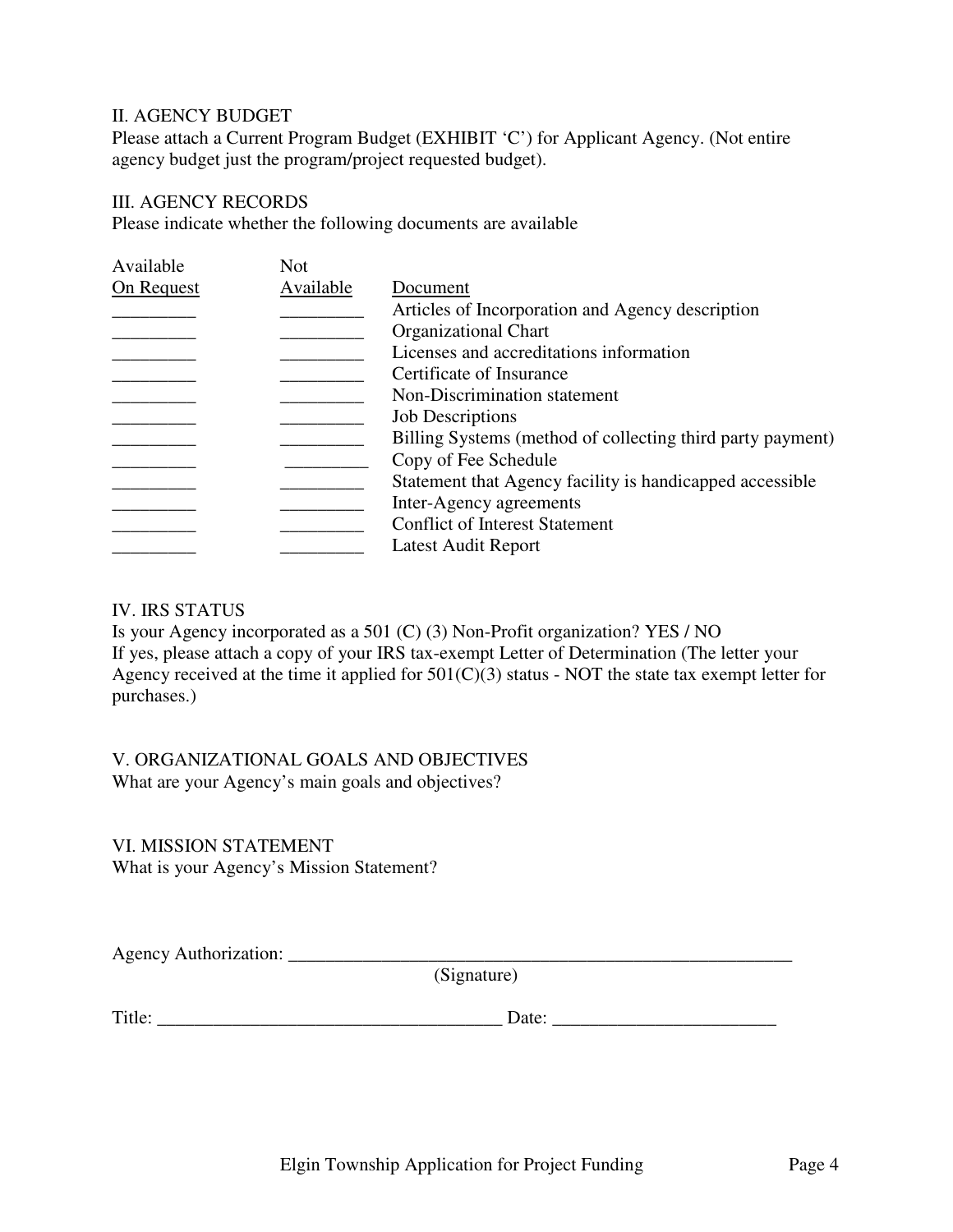## II. AGENCY BUDGET

Please attach a Current Program Budget (EXHIBIT 'C') for Applicant Agency. (Not entire agency budget just the program/project requested budget).

## III. AGENCY RECORDS

Please indicate whether the following documents are available

| Available On Request | Not Available | Document |
|---|---|---|
| _________ | _________ | Articles of Incorporation and Agency description |
| _________ | _________ | Organizational Chart |
| _________ | _________ | Licenses and accreditations information |
| _________ | _________ | Certificate of Insurance |
| _________ | _________ | Non-Discrimination statement |
| _________ | _________ | Job Descriptions |
| _________ | _________ | Billing Systems (method of collecting third party payment) |
| _________ | _________ | Copy of Fee Schedule |
| _________ | _________ | Statement that Agency facility is handicapped accessible |
| _________ | _________ | Inter-Agency agreements |
| _________ | _________ | Conflict of Interest Statement |
| _________ | _________ | Latest Audit Report |

## IV. IRS STATUS

Is your Agency incorporated as a 501 (C) (3) Non-Profit organization? YES / NO
If yes, please attach a copy of your IRS tax-exempt Letter of Determination (The letter your Agency received at the time it applied for 501(C)(3) status - NOT the state tax exempt letter for purchases.)

## V. ORGANIZATIONAL GOALS AND OBJECTIVES

What are your Agency's main goals and objectives?

## VI. MISSION STATEMENT

What is your Agency's Mission Statement?

Agency Authorization: ________________________________________________________
(Signature)

Title: ______________________________________ Date: ________________________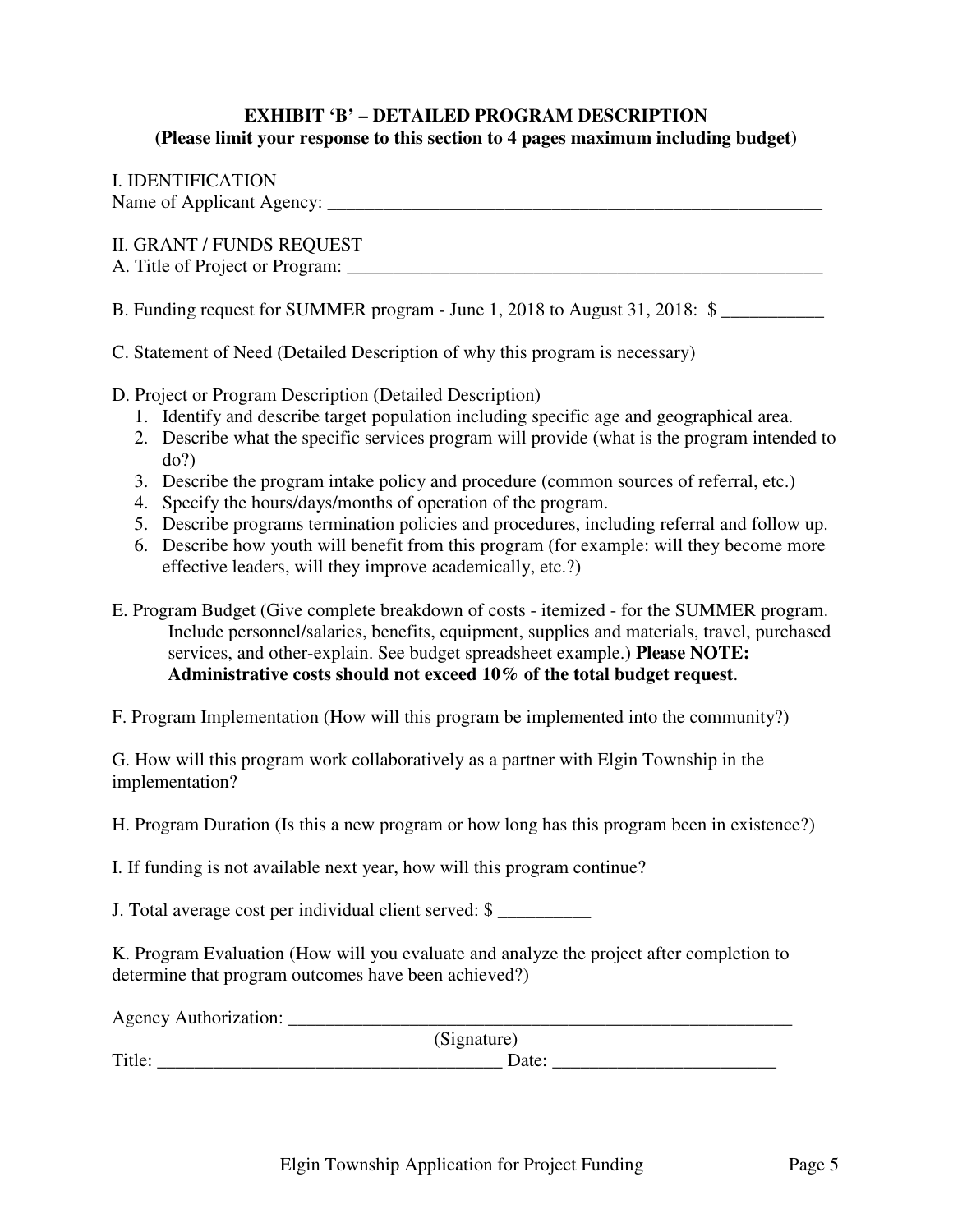## EXHIBIT 'B' – DETAILED PROGRAM DESCRIPTION

**(Please limit your response to this section to 4 pages maximum including budget)**

I. IDENTIFICATION

Name of Applicant Agency: _______________________________________________________

II. GRANT / FUNDS REQUEST

A. Title of Project or Program: ____________________________________________________

B. Funding request for SUMMER program - June 1, 2018 to August 31, 2018: $ ___________

C. Statement of Need (Detailed Description of why this program is necessary)

D. Project or Program Description (Detailed Description)

1. Identify and describe target population including specific age and geographical area.
2. Describe what the specific services program will provide (what is the program intended to do?)
3. Describe the program intake policy and procedure (common sources of referral, etc.)
4. Specify the hours/days/months of operation of the program.
5. Describe programs termination policies and procedures, including referral and follow up.
6. Describe how youth will benefit from this program (for example: will they become more effective leaders, will they improve academically, etc.?)

E. Program Budget (Give complete breakdown of costs - itemized - for the SUMMER program. Include personnel/salaries, benefits, equipment, supplies and materials, travel, purchased services, and other-explain. See budget spreadsheet example.) **Please NOTE: Administrative costs should not exceed 10% of the total budget request**.

F. Program Implementation (How will this program be implemented into the community?)

G. How will this program work collaboratively as a partner with Elgin Township in the implementation?

H. Program Duration (Is this a new program or how long has this program been in existence?)

I. If funding is not available next year, how will this program continue?

J. Total average cost per individual client served: $ __________

K. Program Evaluation (How will you evaluate and analyze the project after completion to determine that program outcomes have been achieved?)

Agency Authorization: _________________________________________________________

(Signature)

Title: ______________________________________ Date: ________________________